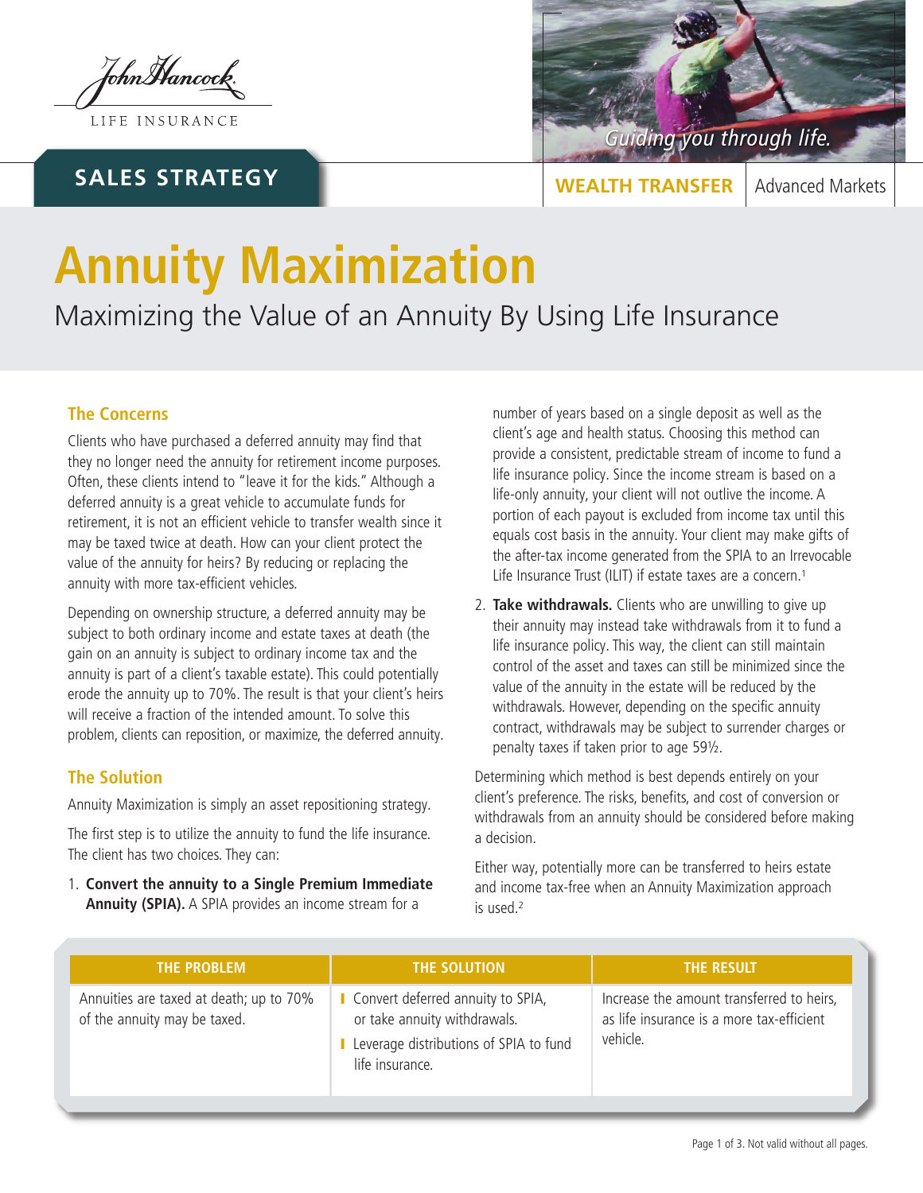John Hancock

LIFE INSURANCE

*Guiding you through life.*

SALES STRATEGY

WEALTH TRANSFER | Advanced Markets

# Annuity Maximization

Maximizing the Value of an Annuity By Using Life Insurance

## The Concerns

Clients who have purchased a deferred annuity may find that they no longer need the annuity for retirement income purposes. Often, these clients intend to "leave it for the kids." Although a deferred annuity is a great vehicle to accumulate funds for retirement, it is not an efficient vehicle to transfer wealth since it may be taxed twice at death. How can your client protect the value of the annuity for heirs? By reducing or replacing the annuity with more tax-efficient vehicles.

Depending on ownership structure, a deferred annuity may be subject to both ordinary income and estate taxes at death (the gain on an annuity is subject to ordinary income tax and the annuity is part of a client's taxable estate). This could potentially erode the annuity up to 70%. The result is that your client's heirs will receive a fraction of the intended amount. To solve this problem, clients can reposition, or maximize, the deferred annuity.

## The Solution

Annuity Maximization is simply an asset repositioning strategy.

The first step is to utilize the annuity to fund the life insurance. The client has two choices. They can:

1. **Convert the annuity to a Single Premium Immediate Annuity (SPIA).** A SPIA provides an income stream for a number of years based on a single deposit as well as the client's age and health status. Choosing this method can provide a consistent, predictable stream of income to fund a life insurance policy. Since the income stream is based on a life-only annuity, your client will not outlive the income. A portion of each payout is excluded from income tax until this equals cost basis in the annuity. Your client may make gifts of the after-tax income generated from the SPIA to an Irrevocable Life Insurance Trust (ILIT) if estate taxes are a concern.[1]
2. **Take withdrawals.** Clients who are unwilling to give up their annuity may instead take withdrawals from it to fund a life insurance policy. This way, the client can still maintain control of the asset and taxes can still be minimized since the value of the annuity in the estate will be reduced by the withdrawals. However, depending on the specific annuity contract, withdrawals may be subject to surrender charges or penalty taxes if taken prior to age 59½.

Determining which method is best depends entirely on your client's preference. The risks, benefits, and cost of conversion or withdrawals from an annuity should be considered before making a decision.

Either way, potentially more can be transferred to heirs estate and income tax-free when an Annuity Maximization approach is used.[2]

| THE PROBLEM | THE SOLUTION | THE RESULT |
| --- | --- | --- |
| Annuities are taxed at death; up to 70% of the annuity may be taxed. | - Convert deferred annuity to SPIA, or take annuity withdrawals.<br>- Leverage distributions of SPIA to fund life insurance. | Increase the amount transferred to heirs, as life insurance is a more tax-efficient vehicle. |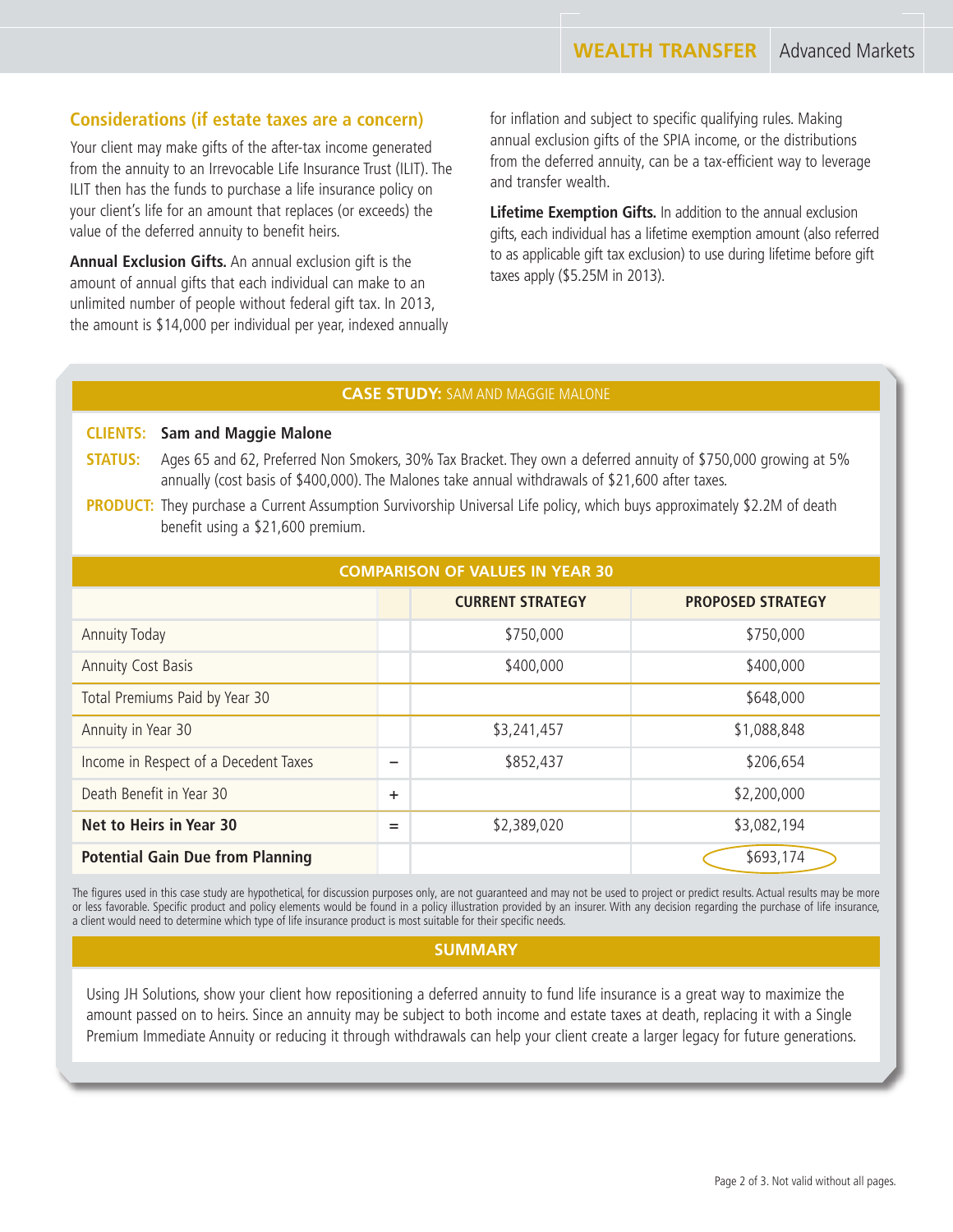## Considerations (if estate taxes are a concern)

Your client may make gifts of the after-tax income generated from the annuity to an Irrevocable Life Insurance Trust (ILIT). The ILIT then has the funds to purchase a life insurance policy on your client's life for an amount that replaces (or exceeds) the value of the deferred annuity to benefit heirs.

**Annual Exclusion Gifts.** An annual exclusion gift is the amount of annual gifts that each individual can make to an unlimited number of people without federal gift tax. In 2013, the amount is $14,000 per individual per year, indexed annually for inflation and subject to specific qualifying rules. Making annual exclusion gifts of the SPIA income, or the distributions from the deferred annuity, can be a tax-efficient way to leverage and transfer wealth.

**Lifetime Exemption Gifts.** In addition to the annual exclusion gifts, each individual has a lifetime exemption amount (also referred to as applicable gift tax exclusion) to use during lifetime before gift taxes apply ($5.25M in 2013).

## CASE STUDY: SAM AND MAGGIE MALONE

**CLIENTS:** **Sam and Maggie Malone**

**STATUS:** Ages 65 and 62, Preferred Non Smokers, 30% Tax Bracket. They own a deferred annuity of $750,000 growing at 5% annually (cost basis of $400,000). The Malones take annual withdrawals of $21,600 after taxes.

**PRODUCT:** They purchase a Current Assumption Survivorship Universal Life policy, which buys approximately $2.2M of death benefit using a $21,600 premium.

### COMPARISON OF VALUES IN YEAR 30

| | | CURRENT STRATEGY | PROPOSED STRATEGY |
|---|---|---|---|
| Annuity Today | | $750,000 | $750,000 |
| Annuity Cost Basis | | $400,000 | $400,000 |
| Total Premiums Paid by Year 30 | | | $648,000 |
| Annuity in Year 30 | | $3,241,457 | $1,088,848 |
| Income in Respect of a Decedent Taxes | – | $852,437 | $206,654 |
| Death Benefit in Year 30 | + | | $2,200,000 |
| **Net to Heirs in Year 30** | = | $2,389,020 | $3,082,194 |
| **Potential Gain Due from Planning** | | | $693,174 |

The figures used in this case study are hypothetical, for discussion purposes only, are not guaranteed and may not be used to project or predict results. Actual results may be more or less favorable. Specific product and policy elements would be found in a policy illustration provided by an insurer. With any decision regarding the purchase of life insurance, a client would need to determine which type of life insurance product is most suitable for their specific needs.

### SUMMARY

Using JH Solutions, show your client how repositioning a deferred annuity to fund life insurance is a great way to maximize the amount passed on to heirs. Since an annuity may be subject to both income and estate taxes at death, replacing it with a Single Premium Immediate Annuity or reducing it through withdrawals can help your client create a larger legacy for future generations.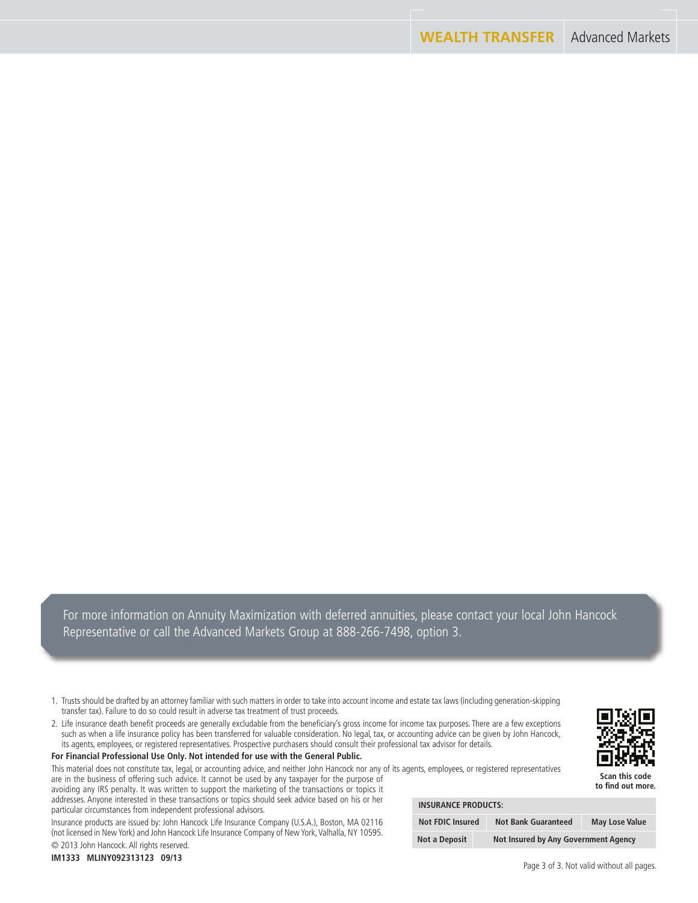For more information on Annuity Maximization with deferred annuities, please contact your local John Hancock Representative or call the Advanced Markets Group at 888-266-7498, option 3.

1. Trusts should be drafted by an attorney familiar with such matters in order to take into account income and estate tax laws (including generation-skipping transfer tax). Failure to do so could result in adverse tax treatment of trust proceeds.
2. Life insurance death benefit proceeds are generally excludable from the beneficiary's gross income for income tax purposes. There are a few exceptions such as when a life insurance policy has been transferred for valuable consideration. No legal, tax, or accounting advice can be given by John Hancock, its agents, employees, or registered representatives. Prospective purchasers should consult their professional tax advisor for details.

**For Financial Professional Use Only. Not intended for use with the General Public.**

This material does not constitute tax, legal, or accounting advice, and neither John Hancock nor any of its agents, employees, or registered representatives are in the business of offering such advice. It cannot be used by any taxpayer for the purpose of avoiding any IRS penalty. It was written to support the marketing of the transactions or topics it addresses. Anyone interested in these transactions or topics should seek advice based on his or her particular circumstances from independent professional advisors.

Insurance products are issued by: John Hancock Life Insurance Company (U.S.A.), Boston, MA 02116 (not licensed in New York) and John Hancock Life Insurance Company of New York, Valhalla, NY 10595.

© 2013 John Hancock. All rights reserved.

**IM1333 MLINY092313123 09/13**

Scan this code to find out more.

| INSURANCE PRODUCTS: | | |
|---|---|---|
| Not FDIC Insured | Not Bank Guaranteed | May Lose Value |
| Not a Deposit | Not Insured by Any Government Agency | |

Not valid without all pages.